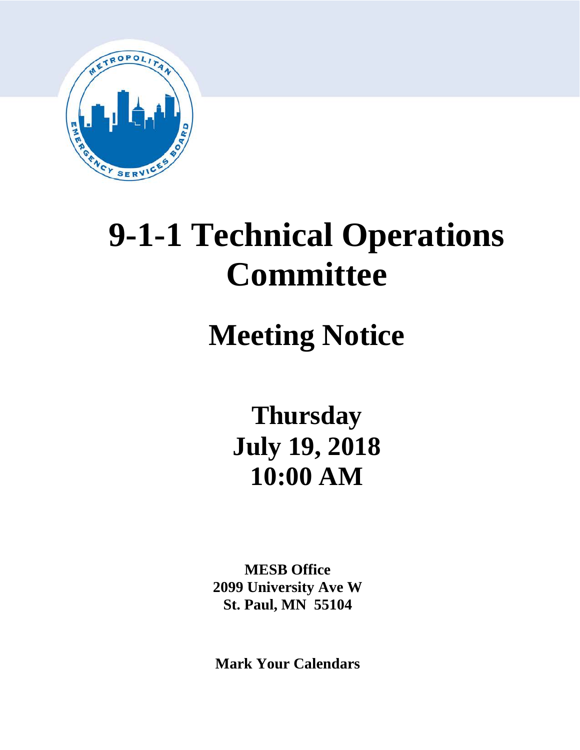# 9-1-1 Technical Operations Committee

## Meeting Notice

**Thursday**
**July 19, 2018**
**10:00 AM**

**MESB Office**
**2099 University Ave W**
**St. Paul, MN 55104**

**Mark Your Calendars**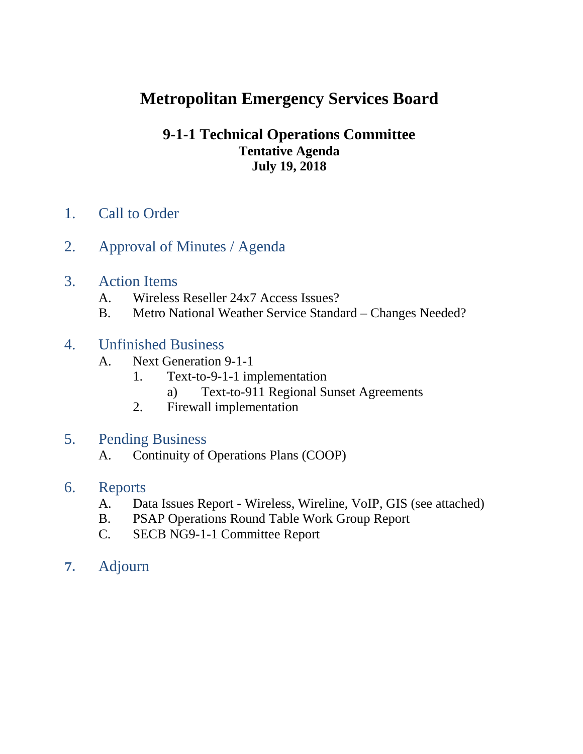# Metropolitan Emergency Services Board

## 9-1-1 Technical Operations Committee

**Tentative Agenda**
**July 19, 2018**

1. Call to Order

2. Approval of Minutes / Agenda

3. Action Items
   - A. Wireless Reseller 24x7 Access Issues?
   - B. Metro National Weather Service Standard – Changes Needed?

4. Unfinished Business
   - A. Next Generation 9-1-1
     - 1. Text-to-9-1-1 implementation
       - a) Text-to-911 Regional Sunset Agreements
     - 2. Firewall implementation

5. Pending Business
   - A. Continuity of Operations Plans (COOP)

6. Reports
   - A. Data Issues Report - Wireless, Wireline, VoIP, GIS (see attached)
   - B. PSAP Operations Round Table Work Group Report
   - C. SECB NG9-1-1 Committee Report

7. Adjourn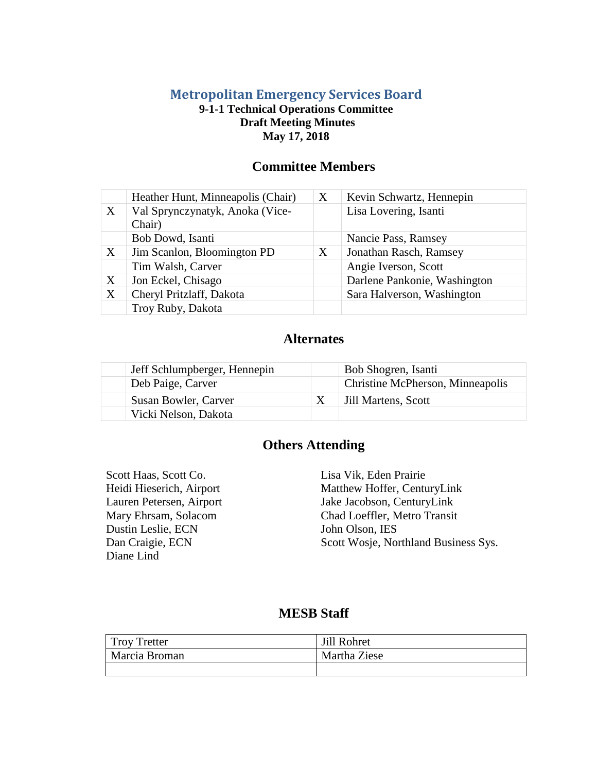# Metropolitan Emergency Services Board

**9-1-1 Technical Operations Committee**
**Draft Meeting Minutes**
**May 17, 2018**

## Committee Members

| | | | |
|---|---|---|---|
| | Heather Hunt, Minneapolis (Chair) | X | Kevin Schwartz, Hennepin |
| X | Val Sprynczynatyk, Anoka (Vice-Chair) | | Lisa Lovering, Isanti |
| | Bob Dowd, Isanti | | Nancie Pass, Ramsey |
| X | Jim Scanlon, Bloomington PD | X | Jonathan Rasch, Ramsey |
| | Tim Walsh, Carver | | Angie Iverson, Scott |
| X | Jon Eckel, Chisago | | Darlene Pankonie, Washington |
| X | Cheryl Pritzlaff, Dakota | | Sara Halverson, Washington |
| | Troy Ruby, Dakota | | |

## Alternates

| | | | |
|---|---|---|---|
| | Jeff Schlumpberger, Hennepin | | Bob Shogren, Isanti |
| | Deb Paige, Carver | | Christine McPherson, Minneapolis |
| | Susan Bowler, Carver | X | Jill Martens, Scott |
| | Vicki Nelson, Dakota | | |

## Others Attending

Scott Haas, Scott Co.
Heidi Hieserich, Airport
Lauren Petersen, Airport
Mary Ehrsam, Solacom
Dustin Leslie, ECN
Dan Craigie, ECN
Diane Lind
Lisa Vik, Eden Prairie
Matthew Hoffer, CenturyLink
Jake Jacobson, CenturyLink
Chad Loeffler, Metro Transit
John Olson, IES
Scott Wosje, Northland Business Sys.

## MESB Staff

| | |
|---|---|
| Troy Tretter | Jill Rohret |
| Marcia Broman | Martha Ziese |
| | |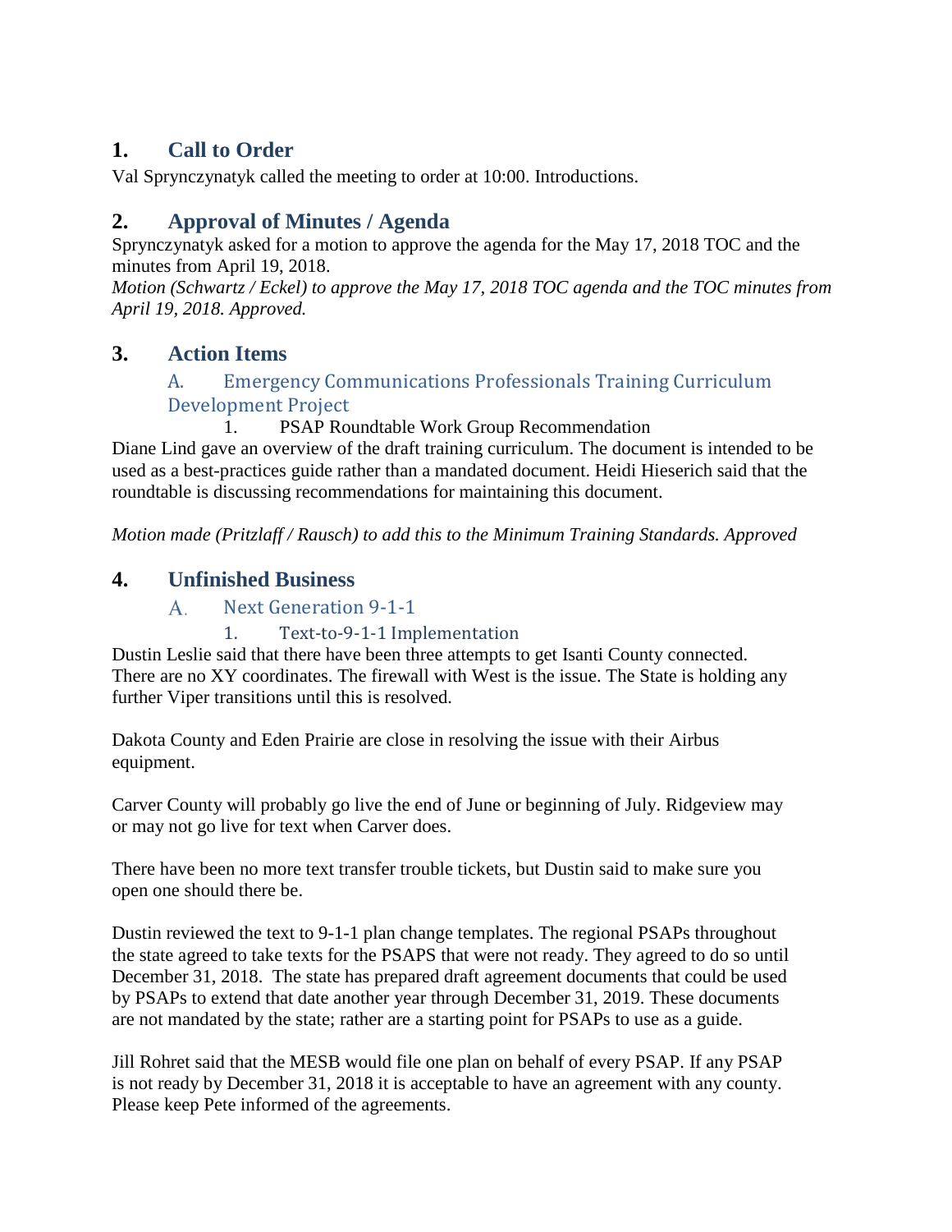## 1. Call to Order

Val Sprynczynatyk called the meeting to order at 10:00. Introductions.

## 2. Approval of Minutes / Agenda

Sprynczynatyk asked for a motion to approve the agenda for the May 17, 2018 TOC and the minutes from April 19, 2018.

*Motion (Schwartz / Eckel) to approve the May 17, 2018 TOC agenda and the TOC minutes from April 19, 2018. Approved.*

## 3. Action Items

### A. Emergency Communications Professionals Training Curriculum Development Project

1. PSAP Roundtable Work Group Recommendation

Diane Lind gave an overview of the draft training curriculum. The document is intended to be used as a best-practices guide rather than a mandated document. Heidi Hieserich said that the roundtable is discussing recommendations for maintaining this document.

*Motion made (Pritzlaff / Rausch) to add this to the Minimum Training Standards. Approved*

## 4. Unfinished Business

### A. Next Generation 9-1-1

#### 1. Text-to-9-1-1 Implementation

Dustin Leslie said that there have been three attempts to get Isanti County connected. There are no XY coordinates. The firewall with West is the issue. The State is holding any further Viper transitions until this is resolved.

Dakota County and Eden Prairie are close in resolving the issue with their Airbus equipment.

Carver County will probably go live the end of June or beginning of July. Ridgeview may or may not go live for text when Carver does.

There have been no more text transfer trouble tickets, but Dustin said to make sure you open one should there be.

Dustin reviewed the text to 9-1-1 plan change templates. The regional PSAPs throughout the state agreed to take texts for the PSAPS that were not ready. They agreed to do so until December 31, 2018. The state has prepared draft agreement documents that could be used by PSAPs to extend that date another year through December 31, 2019. These documents are not mandated by the state; rather are a starting point for PSAPs to use as a guide.

Jill Rohret said that the MESB would file one plan on behalf of every PSAP. If any PSAP is not ready by December 31, 2018 it is acceptable to have an agreement with any county. Please keep Pete informed of the agreements.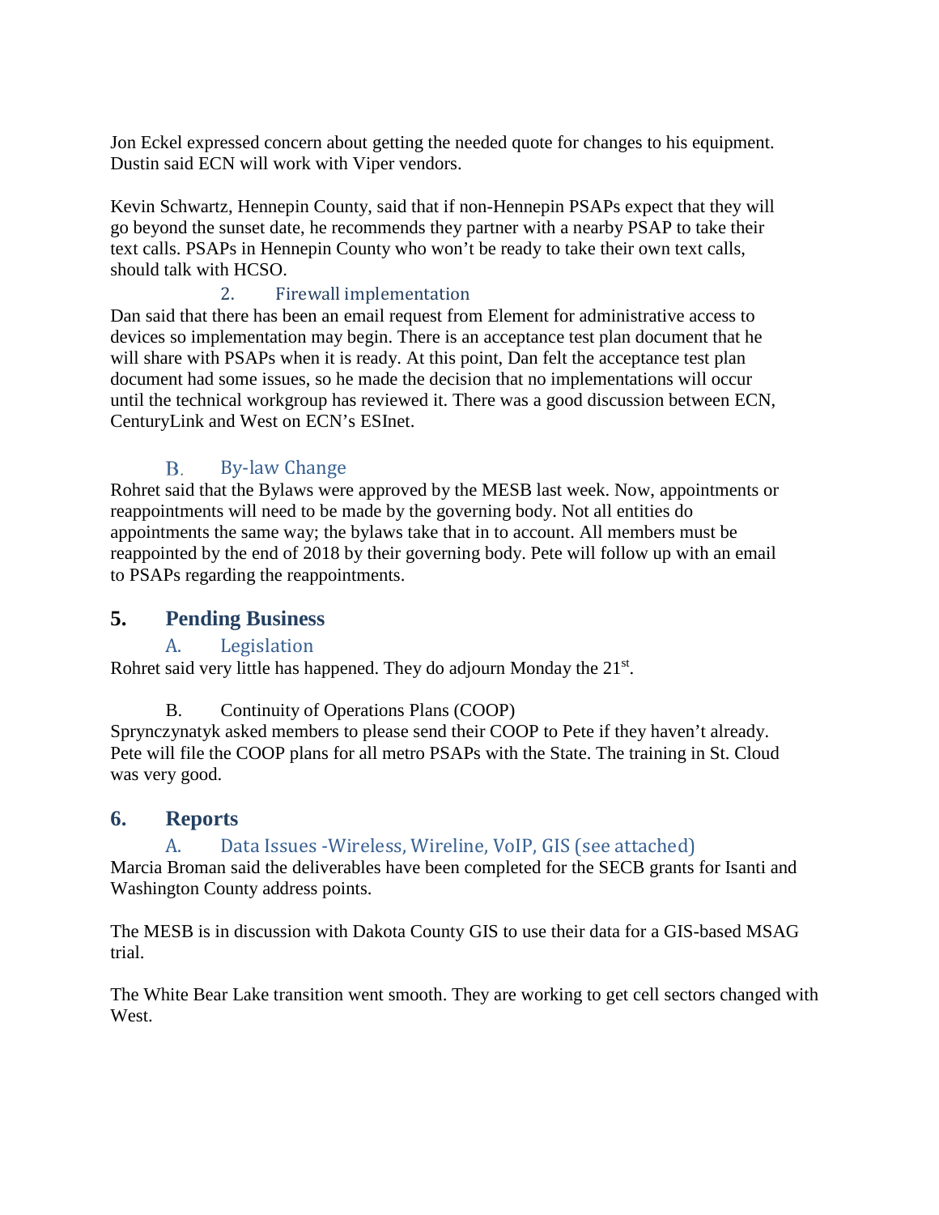Jon Eckel expressed concern about getting the needed quote for changes to his equipment. Dustin said ECN will work with Viper vendors.

Kevin Schwartz, Hennepin County, said that if non-Hennepin PSAPs expect that they will go beyond the sunset date, he recommends they partner with a nearby PSAP to take their text calls. PSAPs in Hennepin County who won't be ready to take their own text calls, should talk with HCSO.

#### 2. Firewall implementation

Dan said that there has been an email request from Element for administrative access to devices so implementation may begin. There is an acceptance test plan document that he will share with PSAPs when it is ready. At this point, Dan felt the acceptance test plan document had some issues, so he made the decision that no implementations will occur until the technical workgroup has reviewed it. There was a good discussion between ECN, CenturyLink and West on ECN's ESInet.

### B. By-law Change

Rohret said that the Bylaws were approved by the MESB last week. Now, appointments or reappointments will need to be made by the governing body. Not all entities do appointments the same way; the bylaws take that in to account. All members must be reappointed by the end of 2018 by their governing body. Pete will follow up with an email to PSAPs regarding the reappointments.

## 5. Pending Business

### A. Legislation

Rohret said very little has happened. They do adjourn Monday the 21st.

B. Continuity of Operations Plans (COOP)

Sprynczynatyk asked members to please send their COOP to Pete if they haven't already. Pete will file the COOP plans for all metro PSAPs with the State. The training in St. Cloud was very good.

## 6. Reports

### A. Data Issues -Wireless, Wireline, VoIP, GIS (see attached)

Marcia Broman said the deliverables have been completed for the SECB grants for Isanti and Washington County address points.

The MESB is in discussion with Dakota County GIS to use their data for a GIS-based MSAG trial.

The White Bear Lake transition went smooth. They are working to get cell sectors changed with West.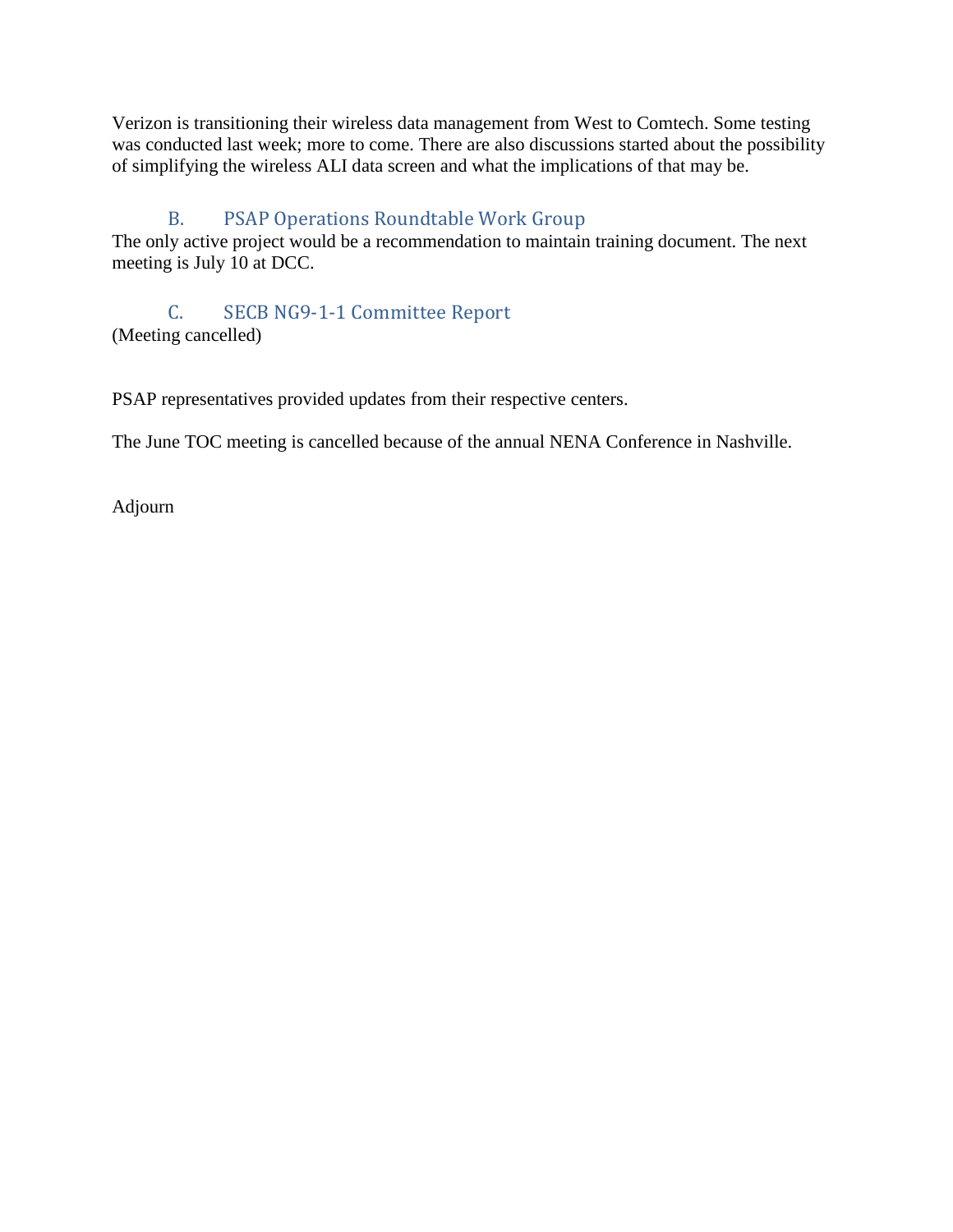Verizon is transitioning their wireless data management from West to Comtech. Some testing was conducted last week; more to come. There are also discussions started about the possibility of simplifying the wireless ALI data screen and what the implications of that may be.

### B. PSAP Operations Roundtable Work Group

The only active project would be a recommendation to maintain training document. The next meeting is July 10 at DCC.

### C. SECB NG9-1-1 Committee Report

(Meeting cancelled)

PSAP representatives provided updates from their respective centers.

The June TOC meeting is cancelled because of the annual NENA Conference in Nashville.

Adjourn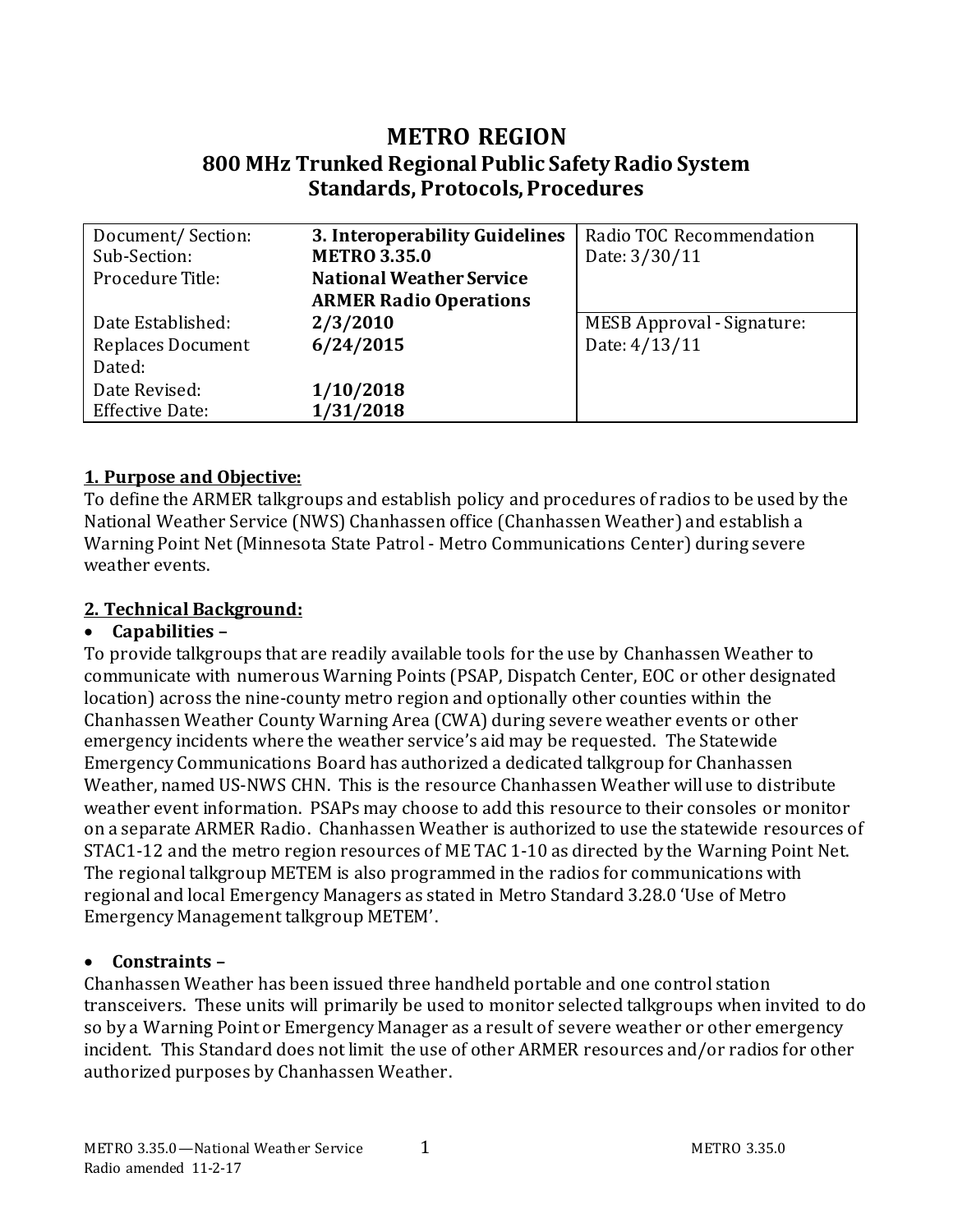# METRO REGION

## 800 MHz Trunked Regional Public Safety Radio System Standards, Protocols, Procedures

| | | |
|---|---|---|
| Document/ Section: | **3. Interoperability Guidelines** | Radio TOC Recommendation |
| Sub-Section: | **METRO 3.35.0** | Date: 3/30/11 |
| Procedure Title: | **National Weather Service ARMER Radio Operations** | |
| Date Established: | **2/3/2010** | MESB Approval - Signature: |
| Replaces Document Dated: | **6/24/2015** | Date: 4/13/11 |
| Date Revised: | **1/10/2018** | |
| Effective Date: | **1/31/2018** | |

**1. Purpose and Objective:**

To define the ARMER talkgroups and establish policy and procedures of radios to be used by the National Weather Service (NWS) Chanhassen office (Chanhassen Weather) and establish a Warning Point Net (Minnesota State Patrol - Metro Communications Center) during severe weather events.

**2. Technical Background:**

- **Capabilities –**

To provide talkgroups that are readily available tools for the use by Chanhassen Weather to communicate with numerous Warning Points (PSAP, Dispatch Center, EOC or other designated location) across the nine-county metro region and optionally other counties within the Chanhassen Weather County Warning Area (CWA) during severe weather events or other emergency incidents where the weather service's aid may be requested. The Statewide Emergency Communications Board has authorized a dedicated talkgroup for Chanhassen Weather, named US-NWS CHN. This is the resource Chanhassen Weather will use to distribute weather event information. PSAPs may choose to add this resource to their consoles or monitor on a separate ARMER Radio. Chanhassen Weather is authorized to use the statewide resources of STAC1-12 and the metro region resources of ME TAC 1-10 as directed by the Warning Point Net. The regional talkgroup METEM is also programmed in the radios for communications with regional and local Emergency Managers as stated in Metro Standard 3.28.0 'Use of Metro Emergency Management talkgroup METEM'.

- **Constraints –**

Chanhassen Weather has been issued three handheld portable and one control station transceivers. These units will primarily be used to monitor selected talkgroups when invited to do so by a Warning Point or Emergency Manager as a result of severe weather or other emergency incident. This Standard does not limit the use of other ARMER resources and/or radios for other authorized purposes by Chanhassen Weather.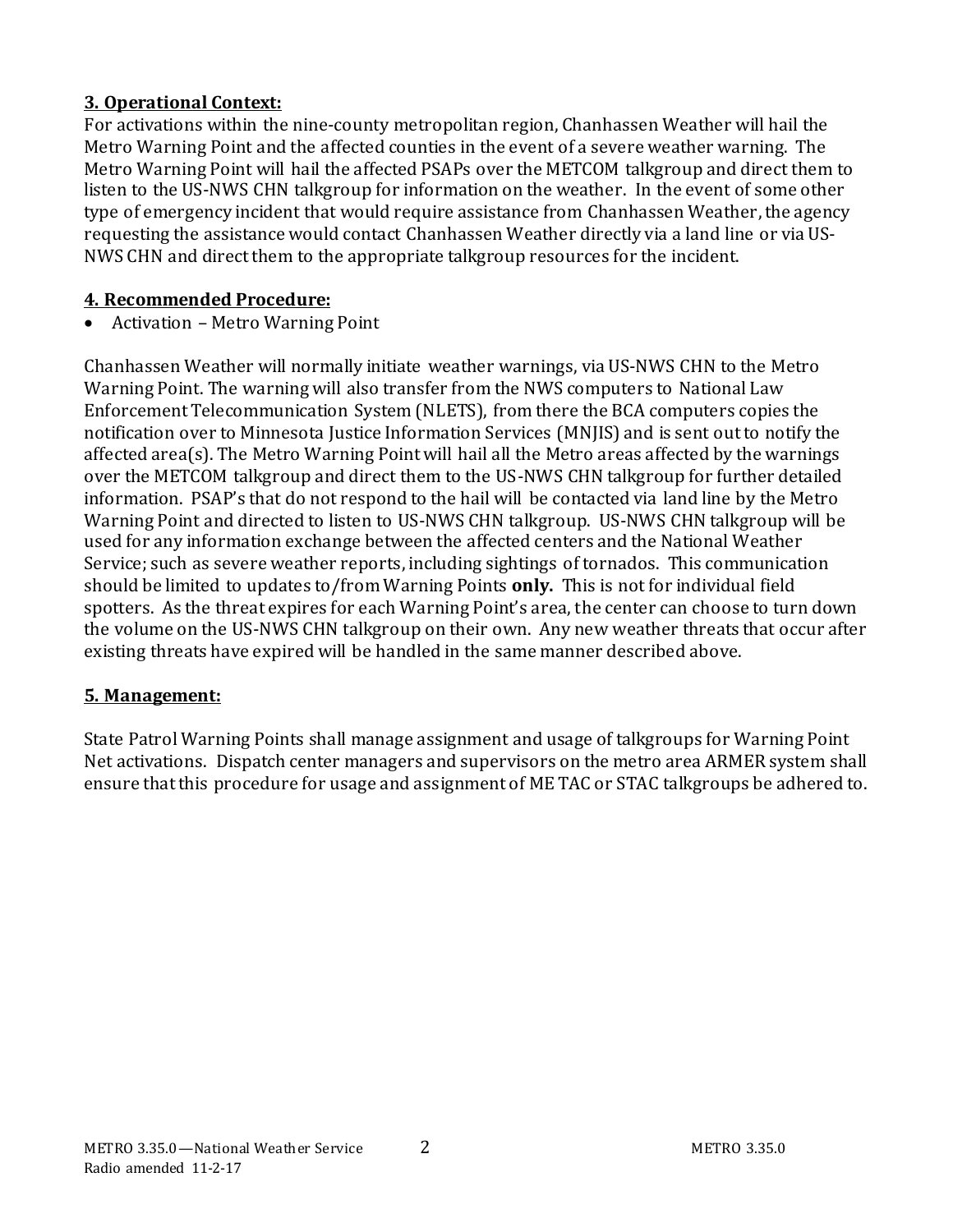**3. Operational Context:**

For activations within the nine-county metropolitan region, Chanhassen Weather will hail the Metro Warning Point and the affected counties in the event of a severe weather warning. The Metro Warning Point will hail the affected PSAPs over the METCOM talkgroup and direct them to listen to the US-NWS CHN talkgroup for information on the weather. In the event of some other type of emergency incident that would require assistance from Chanhassen Weather, the agency requesting the assistance would contact Chanhassen Weather directly via a land line or via US-NWS CHN and direct them to the appropriate talkgroup resources for the incident.

**4. Recommended Procedure:**

- Activation – Metro Warning Point

Chanhassen Weather will normally initiate weather warnings, via US-NWS CHN to the Metro Warning Point. The warning will also transfer from the NWS computers to National Law Enforcement Telecommunication System (NLETS), from there the BCA computers copies the notification over to Minnesota Justice Information Services (MNJIS) and is sent out to notify the affected area(s). The Metro Warning Point will hail all the Metro areas affected by the warnings over the METCOM talkgroup and direct them to the US-NWS CHN talkgroup for further detailed information. PSAP's that do not respond to the hail will be contacted via land line by the Metro Warning Point and directed to listen to US-NWS CHN talkgroup. US-NWS CHN talkgroup will be used for any information exchange between the affected centers and the National Weather Service; such as severe weather reports, including sightings of tornados. This communication should be limited to updates to/from Warning Points **only.** This is not for individual field spotters. As the threat expires for each Warning Point's area, the center can choose to turn down the volume on the US-NWS CHN talkgroup on their own. Any new weather threats that occur after existing threats have expired will be handled in the same manner described above.

**5. Management:**

State Patrol Warning Points shall manage assignment and usage of talkgroups for Warning Point Net activations. Dispatch center managers and supervisors on the metro area ARMER system shall ensure that this procedure for usage and assignment of ME TAC or STAC talkgroups be adhered to.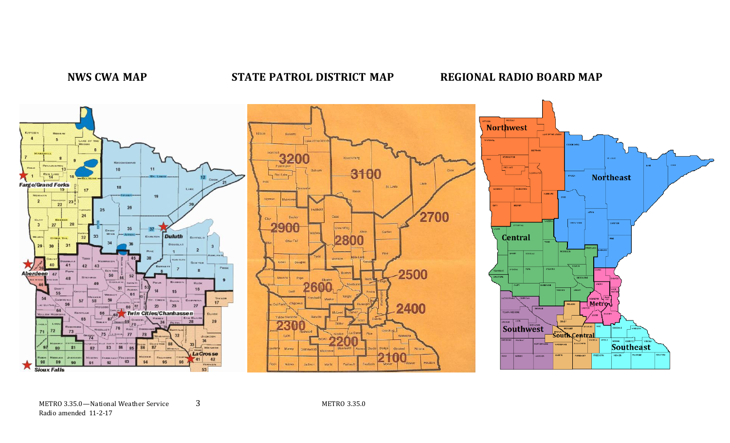NWS CWA MAP

STATE PATROL DISTRICT MAP

REGIONAL RADIO BOARD MAP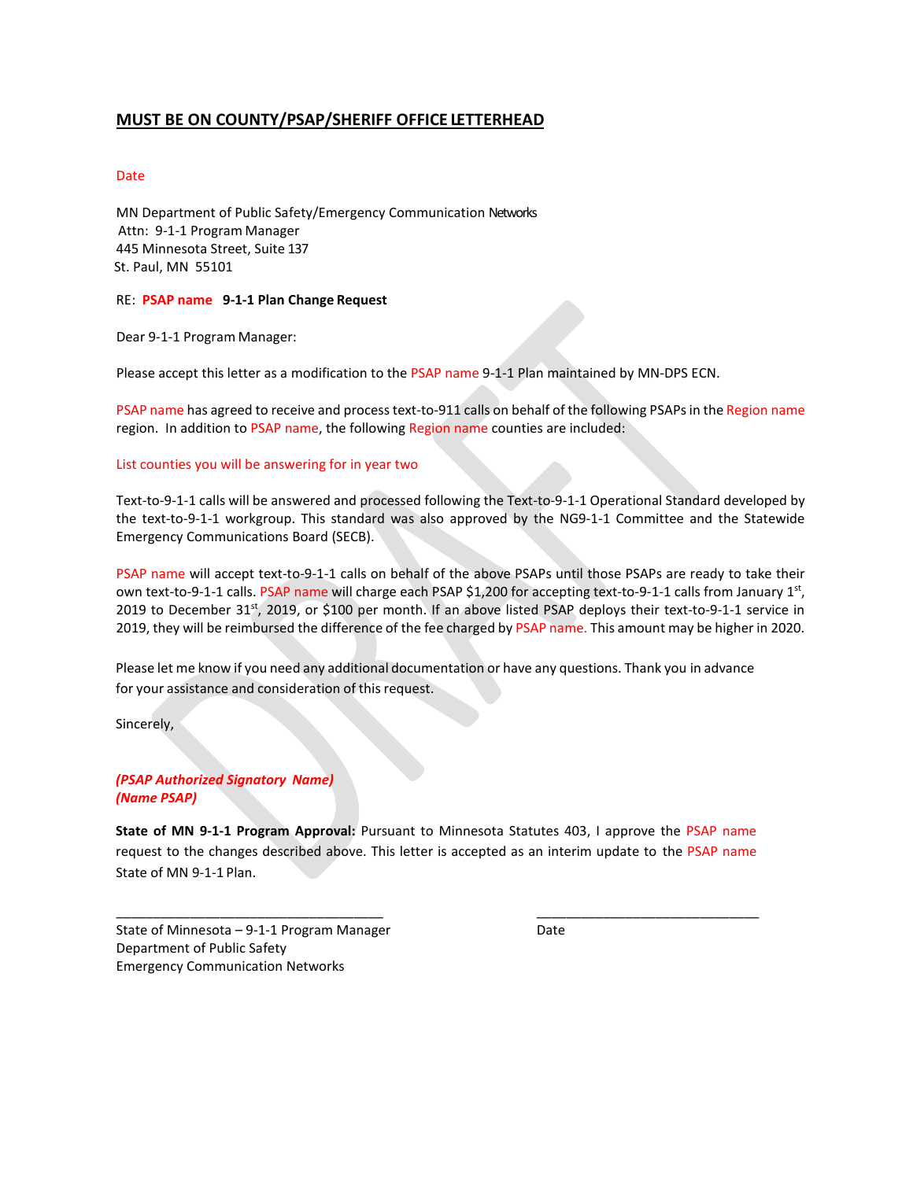**MUST BE ON COUNTY/PSAP/SHERIFF OFFICE LETTERHEAD**

Date

MN Department of Public Safety/Emergency Communication Networks
Attn: 9-1-1 Program Manager
445 Minnesota Street, Suite 137
St. Paul, MN 55101

RE: **PSAP name 9-1-1 Plan Change Request**

Dear 9-1-1 Program Manager:

Please accept this letter as a modification to the PSAP name 9-1-1 Plan maintained by MN-DPS ECN.

PSAP name has agreed to receive and process text-to-911 calls on behalf of the following PSAPs in the Region name region. In addition to PSAP name, the following Region name counties are included:

List counties you will be answering for in year two

Text-to-9-1-1 calls will be answered and processed following the Text-to-9-1-1 Operational Standard developed by the text-to-9-1-1 workgroup. This standard was also approved by the NG9-1-1 Committee and the Statewide Emergency Communications Board (SECB).

PSAP name will accept text-to-9-1-1 calls on behalf of the above PSAPs until those PSAPs are ready to take their own text-to-9-1-1 calls. PSAP name will charge each PSAP $1,200 for accepting text-to-9-1-1 calls from January 1st, 2019 to December 31st, 2019, or $100 per month. If an above listed PSAP deploys their text-to-9-1-1 service in 2019, they will be reimbursed the difference of the fee charged by PSAP name. This amount may be higher in 2020.

Please let me know if you need any additional documentation or have any questions. Thank you in advance for your assistance and consideration of this request.

Sincerely,

***(PSAP Authorized Signatory Name)***
***(Name PSAP)***

**State of MN 9-1-1 Program Approval:** Pursuant to Minnesota Statutes 403, I approve the PSAP name request to the changes described above. This letter is accepted as an interim update to the PSAP name State of MN 9-1-1 Plan.

\_\_\_\_\_\_\_\_\_\_\_\_\_\_\_\_\_\_\_\_\_\_\_\_\_\_\_\_\_\_\_\_\_\_\_\_ \_\_\_\_\_\_\_\_\_\_\_\_\_\_\_\_\_\_\_\_\_\_\_\_\_\_\_\_\_\_

State of Minnesota – 9-1-1 Program Manager
Department of Public Safety
Emergency Communication Networks

Date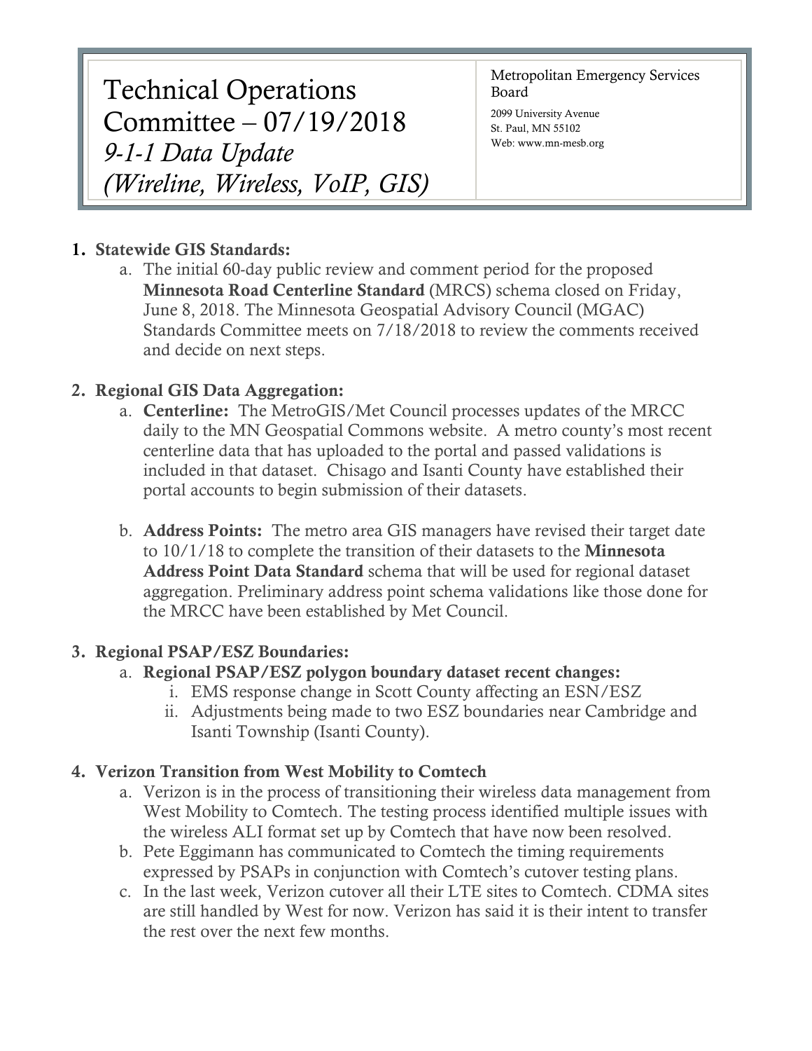# Technical Operations Committee – 07/19/2018

## *9-1-1 Data Update (Wireline, Wireless, VoIP, GIS)*

Metropolitan Emergency Services Board
2099 University Avenue
St. Paul, MN 55102
Web: www.mn-mesb.org

1. **Statewide GIS Standards:**
   a. The initial 60-day public review and comment period for the proposed **Minnesota Road Centerline Standard** (MRCS) schema closed on Friday, June 8, 2018. The Minnesota Geospatial Advisory Council (MGAC) Standards Committee meets on 7/18/2018 to review the comments received and decide on next steps.

2. **Regional GIS Data Aggregation:**
   a. **Centerline:** The MetroGIS/Met Council processes updates of the MRCC daily to the MN Geospatial Commons website. A metro county's most recent centerline data that has uploaded to the portal and passed validations is included in that dataset. Chisago and Isanti County have established their portal accounts to begin submission of their datasets.

   b. **Address Points:** The metro area GIS managers have revised their target date to 10/1/18 to complete the transition of their datasets to the **Minnesota Address Point Data Standard** schema that will be used for regional dataset aggregation. Preliminary address point schema validations like those done for the MRCC have been established by Met Council.

3. **Regional PSAP/ESZ Boundaries:**
   a. **Regional PSAP/ESZ polygon boundary dataset recent changes:**
      i. EMS response change in Scott County affecting an ESN/ESZ
      ii. Adjustments being made to two ESZ boundaries near Cambridge and Isanti Township (Isanti County).

4. **Verizon Transition from West Mobility to Comtech**
   a. Verizon is in the process of transitioning their wireless data management from West Mobility to Comtech. The testing process identified multiple issues with the wireless ALI format set up by Comtech that have now been resolved.
   b. Pete Eggimann has communicated to Comtech the timing requirements expressed by PSAPs in conjunction with Comtech's cutover testing plans.
   c. In the last week, Verizon cutover all their LTE sites to Comtech. CDMA sites are still handled by West for now. Verizon has said it is their intent to transfer the rest over the next few months.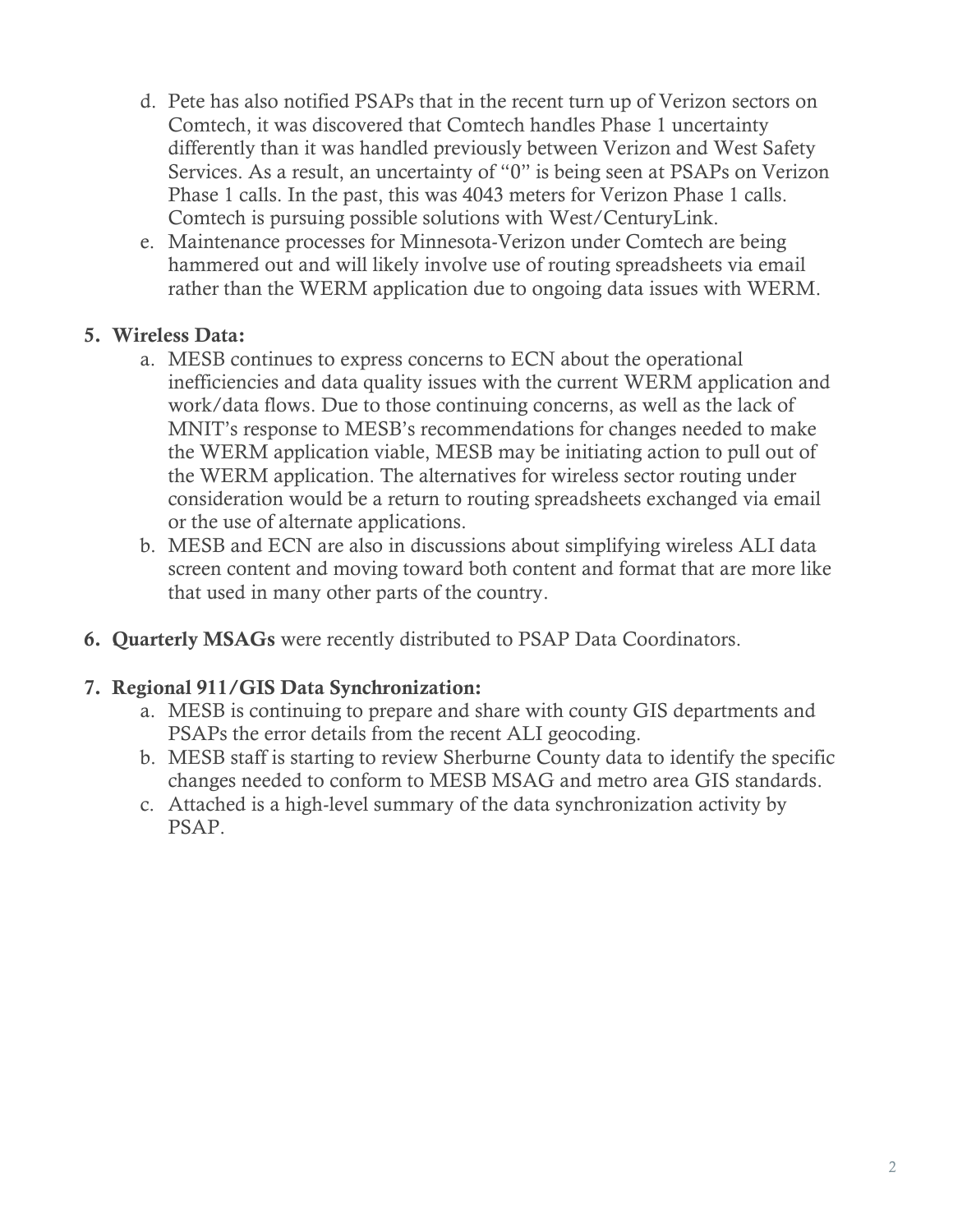d. Pete has also notified PSAPs that in the recent turn up of Verizon sectors on Comtech, it was discovered that Comtech handles Phase 1 uncertainty differently than it was handled previously between Verizon and West Safety Services. As a result, an uncertainty of "0" is being seen at PSAPs on Verizon Phase 1 calls. In the past, this was 4043 meters for Verizon Phase 1 calls. Comtech is pursuing possible solutions with West/CenturyLink.

e. Maintenance processes for Minnesota-Verizon under Comtech are being hammered out and will likely involve use of routing spreadsheets via email rather than the WERM application due to ongoing data issues with WERM.

5. **Wireless Data:**
   a. MESB continues to express concerns to ECN about the operational inefficiencies and data quality issues with the current WERM application and work/data flows. Due to those continuing concerns, as well as the lack of MNIT's response to MESB's recommendations for changes needed to make the WERM application viable, MESB may be initiating action to pull out of the WERM application. The alternatives for wireless sector routing under consideration would be a return to routing spreadsheets exchanged via email or the use of alternate applications.
   b. MESB and ECN are also in discussions about simplifying wireless ALI data screen content and moving toward both content and format that are more like that used in many other parts of the country.

6. **Quarterly MSAGs** were recently distributed to PSAP Data Coordinators.

7. **Regional 911/GIS Data Synchronization:**
   a. MESB is continuing to prepare and share with county GIS departments and PSAPs the error details from the recent ALI geocoding.
   b. MESB staff is starting to review Sherburne County data to identify the specific changes needed to conform to MESB MSAG and metro area GIS standards.
   c. Attached is a high-level summary of the data synchronization activity by PSAP.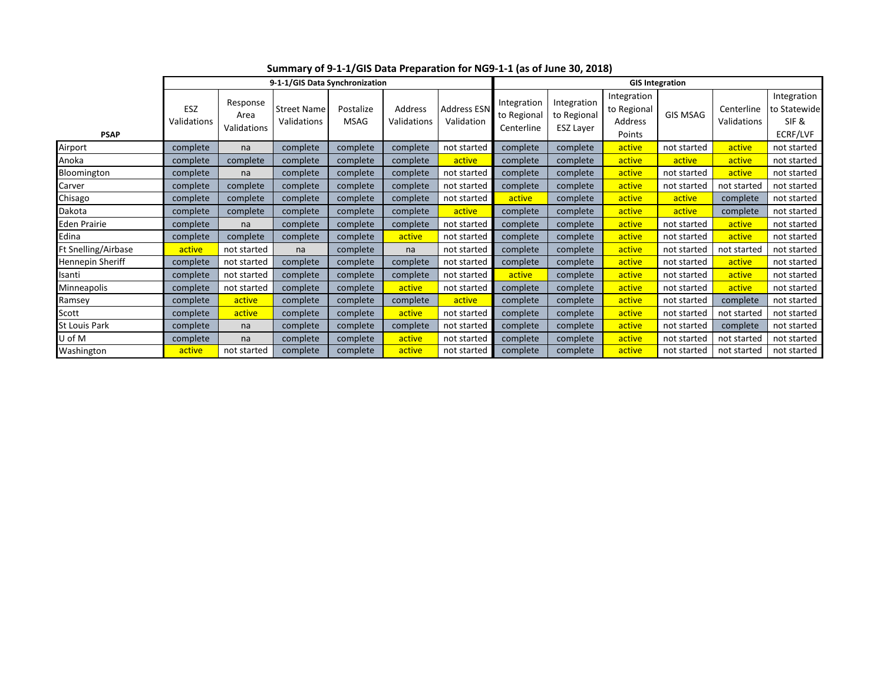## Summary of 9-1-1/GIS Data Preparation for NG9-1-1 (as of June 30, 2018)

| | 9-1-1/GIS Data Synchronization | | | | | | GIS Integration | | | | | |
|---|---|---|---|---|---|---|---|---|---|---|---|---|
| PSAP | ESZ Validations | Response Area Validations | Street Name Validations | Postalize MSAG | Address Validations | Address ESN Validation | Integration to Regional Centerline | Integration to Regional ESZ Layer | Integration to Regional Address Points | GIS MSAG | Centerline Validations | Integration to Statewide SIF & ECRF/LVF |
| Airport | complete | na | complete | complete | complete | not started | complete | complete | active | not started | active | not started |
| Anoka | complete | complete | complete | complete | complete | active | complete | complete | active | active | active | not started |
| Bloomington | complete | na | complete | complete | complete | not started | complete | complete | active | not started | active | not started |
| Carver | complete | complete | complete | complete | complete | not started | complete | complete | active | not started | not started | not started |
| Chisago | complete | complete | complete | complete | complete | not started | active | complete | active | active | complete | not started |
| Dakota | complete | complete | complete | complete | complete | active | complete | complete | active | active | complete | not started |
| Eden Prairie | complete | na | complete | complete | complete | not started | complete | complete | active | not started | active | not started |
| Edina | complete | complete | complete | complete | active | not started | complete | complete | active | not started | active | not started |
| Ft Snelling/Airbase | active | not started | na | complete | na | not started | complete | complete | active | not started | not started | not started |
| Hennepin Sheriff | complete | not started | complete | complete | complete | not started | complete | complete | active | not started | active | not started |
| Isanti | complete | not started | complete | complete | complete | not started | active | complete | active | not started | active | not started |
| Minneapolis | complete | not started | complete | complete | active | not started | complete | complete | active | not started | active | not started |
| Ramsey | complete | active | complete | complete | complete | active | complete | complete | active | not started | complete | not started |
| Scott | complete | active | complete | complete | active | not started | complete | complete | active | not started | not started | not started |
| St Louis Park | complete | na | complete | complete | complete | not started | complete | complete | active | not started | complete | not started |
| U of M | complete | na | complete | complete | active | not started | complete | complete | active | not started | not started | not started |
| Washington | active | not started | complete | complete | active | not started | complete | complete | active | not started | not started | not started |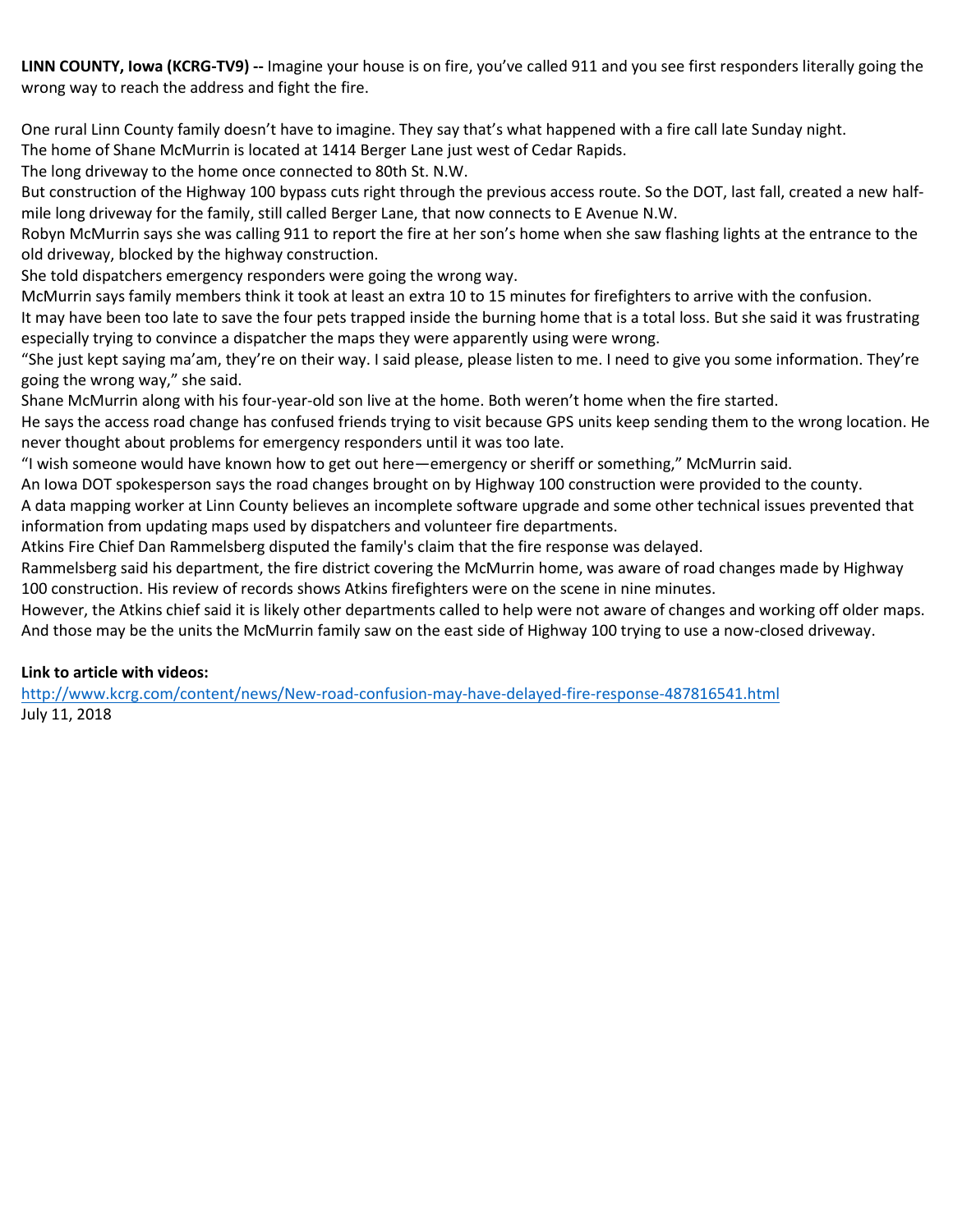**LINN COUNTY, Iowa (KCRG-TV9) --** Imagine your house is on fire, you've called 911 and you see first responders literally going the wrong way to reach the address and fight the fire.

One rural Linn County family doesn't have to imagine. They say that's what happened with a fire call late Sunday night.
The home of Shane McMurrin is located at 1414 Berger Lane just west of Cedar Rapids.
The long driveway to the home once connected to 80th St. N.W.
But construction of the Highway 100 bypass cuts right through the previous access route. So the DOT, last fall, created a new half-mile long driveway for the family, still called Berger Lane, that now connects to E Avenue N.W.
Robyn McMurrin says she was calling 911 to report the fire at her son's home when she saw flashing lights at the entrance to the old driveway, blocked by the highway construction.
She told dispatchers emergency responders were going the wrong way.
McMurrin says family members think it took at least an extra 10 to 15 minutes for firefighters to arrive with the confusion.
It may have been too late to save the four pets trapped inside the burning home that is a total loss. But she said it was frustrating especially trying to convince a dispatcher the maps they were apparently using were wrong.
"She just kept saying ma'am, they're on their way. I said please, please listen to me. I need to give you some information. They're going the wrong way," she said.
Shane McMurrin along with his four-year-old son live at the home. Both weren't home when the fire started.
He says the access road change has confused friends trying to visit because GPS units keep sending them to the wrong location. He never thought about problems for emergency responders until it was too late.
"I wish someone would have known how to get out here—emergency or sheriff or something," McMurrin said.
An Iowa DOT spokesperson says the road changes brought on by Highway 100 construction were provided to the county.
A data mapping worker at Linn County believes an incomplete software upgrade and some other technical issues prevented that information from updating maps used by dispatchers and volunteer fire departments.
Atkins Fire Chief Dan Rammelsberg disputed the family's claim that the fire response was delayed.
Rammelsberg said his department, the fire district covering the McMurrin home, was aware of road changes made by Highway 100 construction. His review of records shows Atkins firefighters were on the scene in nine minutes.
However, the Atkins chief said it is likely other departments called to help were not aware of changes and working off older maps. And those may be the units the McMurrin family saw on the east side of Highway 100 trying to use a now-closed driveway.

**Link to article with videos:**
[http://www.kcrg.com/content/news/New-road-confusion-may-have-delayed-fire-response-487816541.html](http://www.kcrg.com/content/news/New-road-confusion-may-have-delayed-fire-response-487816541.html)
July 11, 2018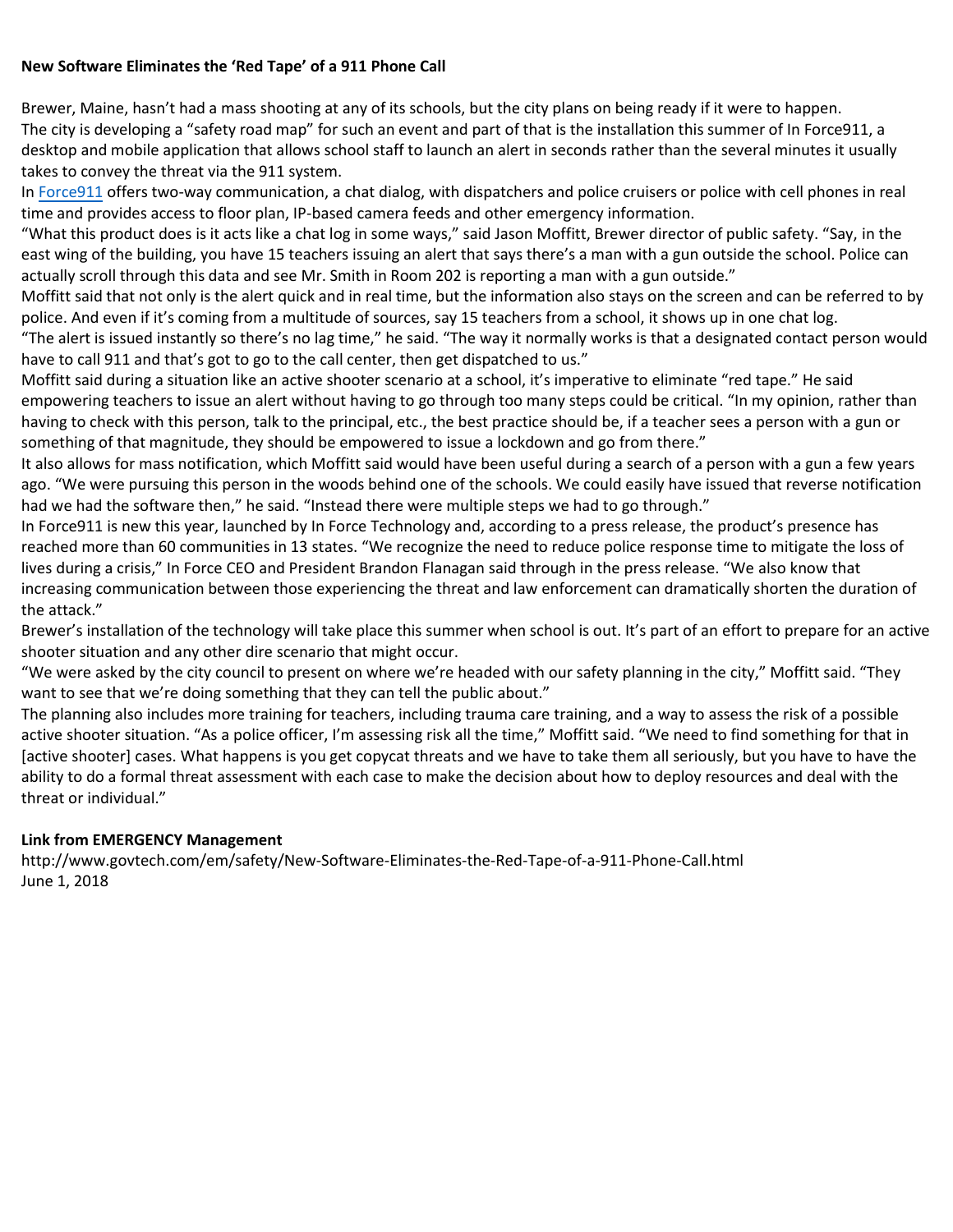**New Software Eliminates the 'Red Tape' of a 911 Phone Call**

Brewer, Maine, hasn't had a mass shooting at any of its schools, but the city plans on being ready if it were to happen. The city is developing a "safety road map" for such an event and part of that is the installation this summer of In Force911, a desktop and mobile application that allows school staff to launch an alert in seconds rather than the several minutes it usually takes to convey the threat via the 911 system.

In Force911 offers two-way communication, a chat dialog, with dispatchers and police cruisers or police with cell phones in real time and provides access to floor plan, IP-based camera feeds and other emergency information.

"What this product does is it acts like a chat log in some ways," said Jason Moffitt, Brewer director of public safety. "Say, in the east wing of the building, you have 15 teachers issuing an alert that says there's a man with a gun outside the school. Police can actually scroll through this data and see Mr. Smith in Room 202 is reporting a man with a gun outside."

Moffitt said that not only is the alert quick and in real time, but the information also stays on the screen and can be referred to by police. And even if it's coming from a multitude of sources, say 15 teachers from a school, it shows up in one chat log.

"The alert is issued instantly so there's no lag time," he said. "The way it normally works is that a designated contact person would have to call 911 and that's got to go to the call center, then get dispatched to us."

Moffitt said during a situation like an active shooter scenario at a school, it's imperative to eliminate "red tape." He said empowering teachers to issue an alert without having to go through too many steps could be critical. "In my opinion, rather than having to check with this person, talk to the principal, etc., the best practice should be, if a teacher sees a person with a gun or something of that magnitude, they should be empowered to issue a lockdown and go from there."

It also allows for mass notification, which Moffitt said would have been useful during a search of a person with a gun a few years ago. "We were pursuing this person in the woods behind one of the schools. We could easily have issued that reverse notification had we had the software then," he said. "Instead there were multiple steps we had to go through."

In Force911 is new this year, launched by In Force Technology and, according to a press release, the product's presence has reached more than 60 communities in 13 states. "We recognize the need to reduce police response time to mitigate the loss of lives during a crisis," In Force CEO and President Brandon Flanagan said through in the press release. "We also know that increasing communication between those experiencing the threat and law enforcement can dramatically shorten the duration of the attack."

Brewer's installation of the technology will take place this summer when school is out. It's part of an effort to prepare for an active shooter situation and any other dire scenario that might occur.

"We were asked by the city council to present on where we're headed with our safety planning in the city," Moffitt said. "They want to see that we're doing something that they can tell the public about."

The planning also includes more training for teachers, including trauma care training, and a way to assess the risk of a possible active shooter situation. "As a police officer, I'm assessing risk all the time," Moffitt said. "We need to find something for that in [active shooter] cases. What happens is you get copycat threats and we have to take them all seriously, but you have to have the ability to do a formal threat assessment with each case to make the decision about how to deploy resources and deal with the threat or individual."

**Link from EMERGENCY Management**

http://www.govtech.com/em/safety/New-Software-Eliminates-the-Red-Tape-of-a-911-Phone-Call.html
June 1, 2018